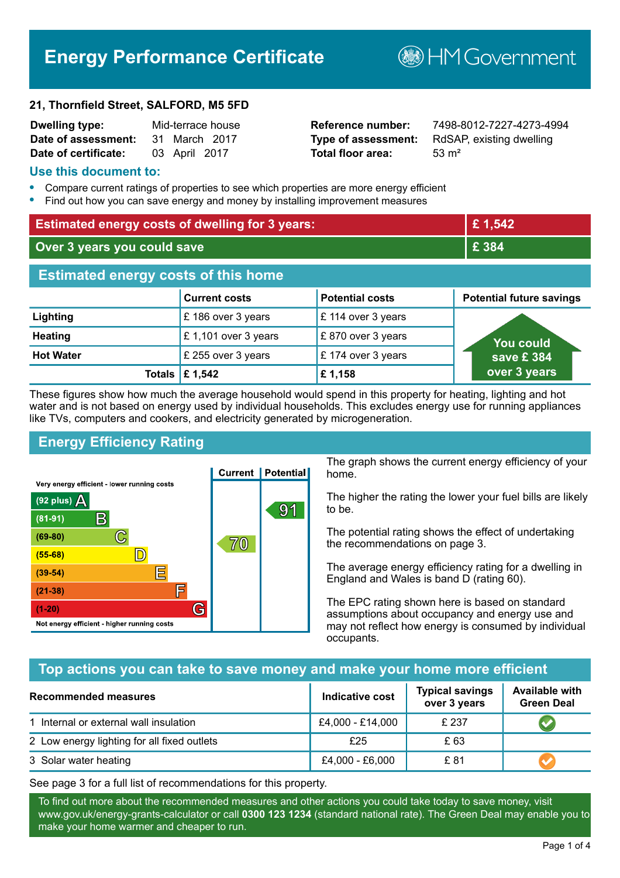# Energy Performance Certificate

HM Government

**21, Thornfield Street, SALFORD, M5 5FD**

| | | | |
|---|---|---|---|
| **Dwelling type:** | Mid-terrace house | **Reference number:** | 7498-8012-7227-4273-4994 |
| **Date of assessment:** | 31 March 2017 | **Type of assessment:** | RdSAP, existing dwelling |
| **Date of certificate:** | 03 April 2017 | **Total floor area:** | 53 m² |

## Use this document to:

- Compare current ratings of properties to see which properties are more energy efficient
- Find out how you can save energy and money by installing improvement measures

| | |
|---|---|
| **Estimated energy costs of dwelling for 3 years:** | **£ 1,542** |
| **Over 3 years you could save** | **£ 384** |

## Estimated energy costs of this home

| | Current costs | Potential costs | Potential future savings |
|---|---|---|---|
| **Lighting** | £ 186 over 3 years | £ 114 over 3 years | You could save £ 384 over 3 years |
| **Heating** | £ 1,101 over 3 years | £ 870 over 3 years | |
| **Hot Water** | £ 255 over 3 years | £ 174 over 3 years | |
| **Totals** | **£ 1,542** | **£ 1,158** | |

These figures show how much the average household would spend in this property for heating, lighting and hot water and is not based on energy used by individual households. This excludes energy use for running appliances like TVs, computers and cookers, and electricity generated by microgeneration.

## Energy Efficiency Rating

| Rating band | Current | Potential |
|---|---|---|
| Very energy efficient - lower running costs | | |
| (92 plus) A | | |
| (81-91) B | | 91 |
| (69-80) C | 70 | |
| (55-68) D | | |
| (39-54) E | | |
| (21-38) F | | |
| (1-20) G | | |
| Not energy efficient - higher running costs | | |

The graph shows the current energy efficiency of your home.

The higher the rating the lower your fuel bills are likely to be.

The potential rating shows the effect of undertaking the recommendations on page 3.

The average energy efficiency rating for a dwelling in England and Wales is band D (rating 60).

The EPC rating shown here is based on standard assumptions about occupancy and energy use and may not reflect how energy is consumed by individual occupants.

## Top actions you can take to save money and make your home more efficient

| Recommended measures | Indicative cost | Typical savings over 3 years | Available with Green Deal |
|---|---|---|---|
| 1 Internal or external wall insulation | £4,000 - £14,000 | £ 237 | ✔ |
| 2 Low energy lighting for all fixed outlets | £25 | £ 63 | |
| 3 Solar water heating | £4,000 - £6,000 | £ 81 | ✔ |

See page 3 for a full list of recommendations for this property.

To find out more about the recommended measures and other actions you could take today to save money, visit www.gov.uk/energy-grants-calculator or call **0300 123 1234** (standard national rate). The Green Deal may enable you to make your home warmer and cheaper to run.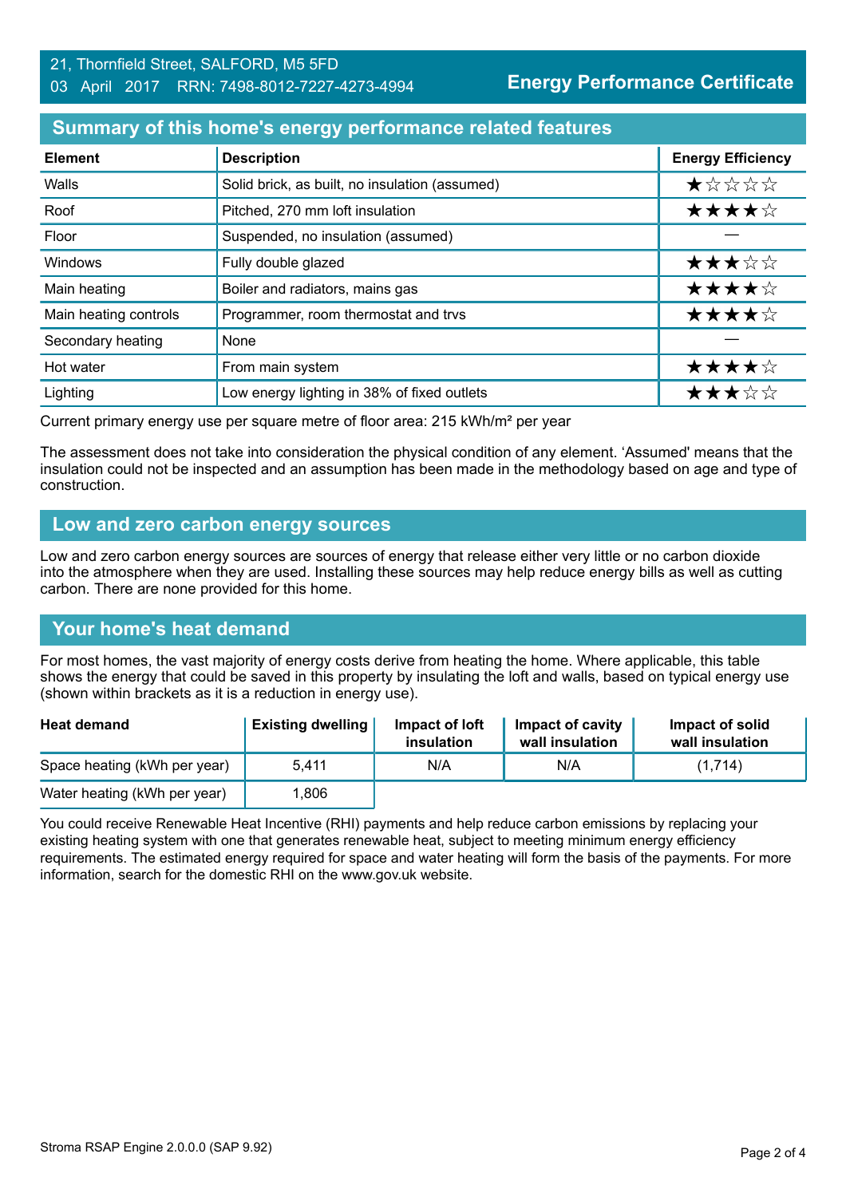21, Thornfield Street, SALFORD, M5 5FD
03 April 2017 RRN: 7498-8012-7227-4273-4994

**Energy Performance Certificate**

## Summary of this home's energy performance related features

| Element | Description | Energy Efficiency |
|---|---|---|
| Walls | Solid brick, as built, no insulation (assumed) | ★☆☆☆☆ |
| Roof | Pitched, 270 mm loft insulation | ★★★★☆ |
| Floor | Suspended, no insulation (assumed) | — |
| Windows | Fully double glazed | ★★★☆☆ |
| Main heating | Boiler and radiators, mains gas | ★★★★☆ |
| Main heating controls | Programmer, room thermostat and trvs | ★★★★☆ |
| Secondary heating | None | — |
| Hot water | From main system | ★★★★☆ |
| Lighting | Low energy lighting in 38% of fixed outlets | ★★★☆☆ |

Current primary energy use per square metre of floor area: 215 kWh/m² per year

The assessment does not take into consideration the physical condition of any element. 'Assumed' means that the insulation could not be inspected and an assumption has been made in the methodology based on age and type of construction.

## Low and zero carbon energy sources

Low and zero carbon energy sources are sources of energy that release either very little or no carbon dioxide into the atmosphere when they are used. Installing these sources may help reduce energy bills as well as cutting carbon. There are none provided for this home.

## Your home's heat demand

For most homes, the vast majority of energy costs derive from heating the home. Where applicable, this table shows the energy that could be saved in this property by insulating the loft and walls, based on typical energy use (shown within brackets as it is a reduction in energy use).

| Heat demand | Existing dwelling | Impact of loft insulation | Impact of cavity wall insulation | Impact of solid wall insulation |
|---|---|---|---|---|
| Space heating (kWh per year) | 5,411 | N/A | N/A | (1,714) |
| Water heating (kWh per year) | 1,806 | | | |

You could receive Renewable Heat Incentive (RHI) payments and help reduce carbon emissions by replacing your existing heating system with one that generates renewable heat, subject to meeting minimum energy efficiency requirements. The estimated energy required for space and water heating will form the basis of the payments. For more information, search for the domestic RHI on the www.gov.uk website.

Stroma RSAP Engine 2.0.0.0 (SAP 9.92)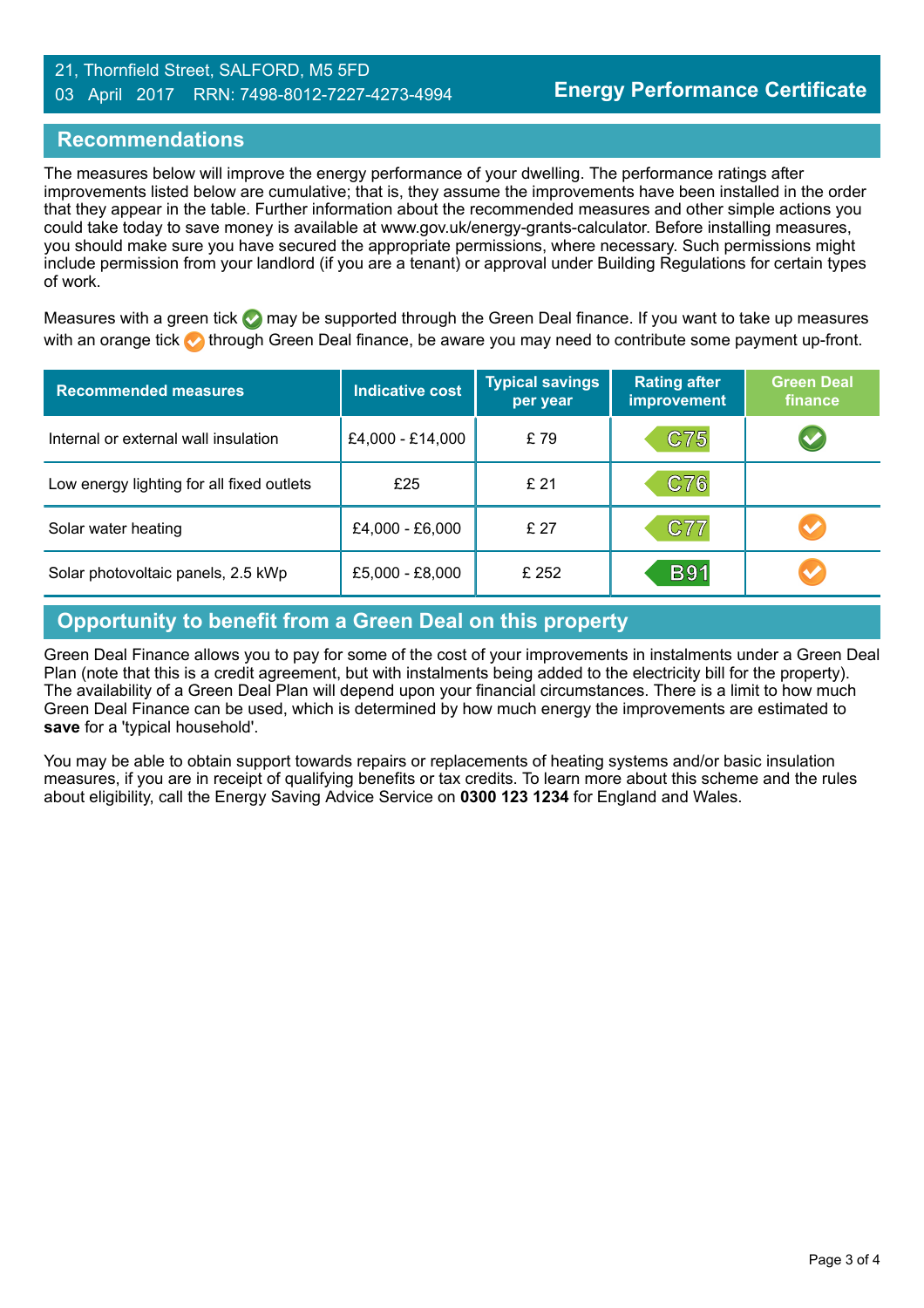21, Thornfield Street, SALFORD, M5 5FD
03 April 2017 RRN: 7498-8012-7227-4273-4994

**Energy Performance Certificate**

## Recommendations

The measures below will improve the energy performance of your dwelling. The performance ratings after improvements listed below are cumulative; that is, they assume the improvements have been installed in the order that they appear in the table. Further information about the recommended measures and other simple actions you could take today to save money is available at www.gov.uk/energy-grants-calculator. Before installing measures, you should make sure you have secured the appropriate permissions, where necessary. Such permissions might include permission from your landlord (if you are a tenant) or approval under Building Regulations for certain types of work.

Measures with a green tick ✔ may be supported through the Green Deal finance. If you want to take up measures with an orange tick ✔ through Green Deal finance, be aware you may need to contribute some payment up-front.

| Recommended measures | Indicative cost | Typical savings per year | Rating after improvement | Green Deal finance |
|---|---|---|---|---|
| Internal or external wall insulation | £4,000 - £14,000 | £ 79 | C75 | ✔ (green) |
| Low energy lighting for all fixed outlets | £25 | £ 21 | C76 | |
| Solar water heating | £4,000 - £6,000 | £ 27 | C77 | ✔ (orange) |
| Solar photovoltaic panels, 2.5 kWp | £5,000 - £8,000 | £ 252 | B91 | ✔ (orange) |

## Opportunity to benefit from a Green Deal on this property

Green Deal Finance allows you to pay for some of the cost of your improvements in instalments under a Green Deal Plan (note that this is a credit agreement, but with instalments being added to the electricity bill for the property). The availability of a Green Deal Plan will depend upon your financial circumstances. There is a limit to how much Green Deal Finance can be used, which is determined by how much energy the improvements are estimated to **save** for a 'typical household'.

You may be able to obtain support towards repairs or replacements of heating systems and/or basic insulation measures, if you are in receipt of qualifying benefits or tax credits. To learn more about this scheme and the rules about eligibility, call the Energy Saving Advice Service on **0300 123 1234** for England and Wales.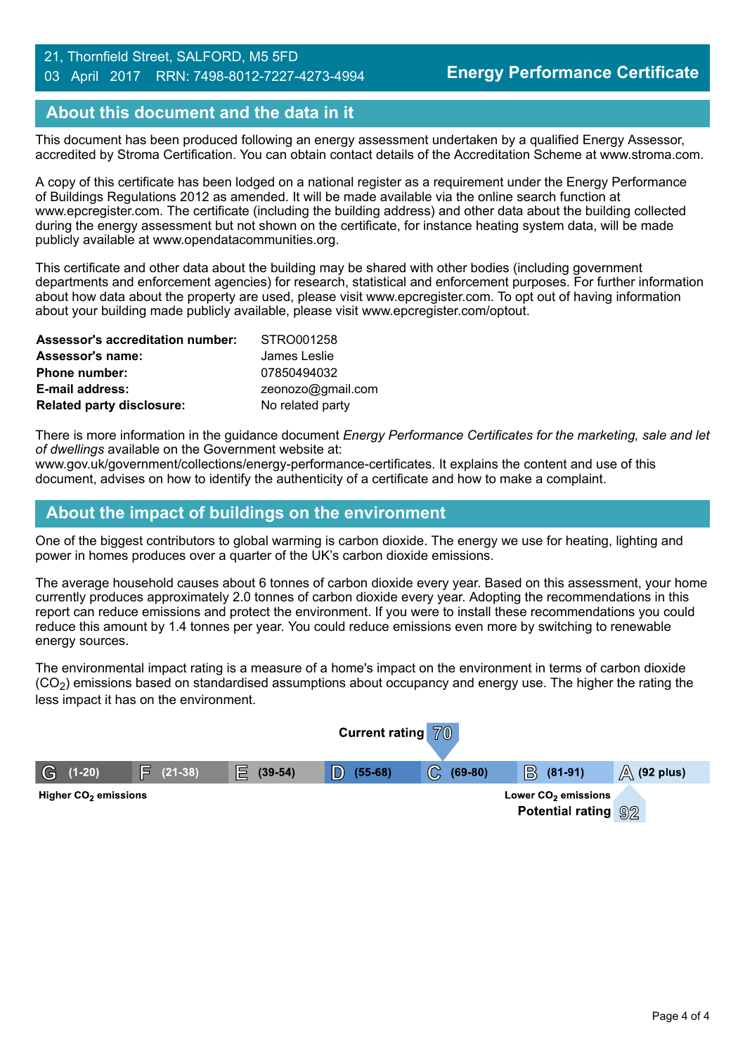21, Thornfield Street, SALFORD, M5 5FD
03 April 2017 RRN: 7498-8012-7227-4273-4994

**Energy Performance Certificate**

## About this document and the data in it

This document has been produced following an energy assessment undertaken by a qualified Energy Assessor, accredited by Stroma Certification. You can obtain contact details of the Accreditation Scheme at www.stroma.com.

A copy of this certificate has been lodged on a national register as a requirement under the Energy Performance of Buildings Regulations 2012 as amended. It will be made available via the online search function at www.epcregister.com. The certificate (including the building address) and other data about the building collected during the energy assessment but not shown on the certificate, for instance heating system data, will be made publicly available at www.opendatacommunities.org.

This certificate and other data about the building may be shared with other bodies (including government departments and enforcement agencies) for research, statistical and enforcement purposes. For further information about how data about the property are used, please visit www.epcregister.com. To opt out of having information about your building made publicly available, please visit www.epcregister.com/optout.

| | |
|---|---|
| **Assessor's accreditation number:** | STRO001258 |
| **Assessor's name:** | James Leslie |
| **Phone number:** | 07850494032 |
| **E-mail address:** | zeonozo@gmail.com |
| **Related party disclosure:** | No related party |

There is more information in the guidance document *Energy Performance Certificates for the marketing, sale and let of dwellings* available on the Government website at: www.gov.uk/government/collections/energy-performance-certificates. It explains the content and use of this document, advises on how to identify the authenticity of a certificate and how to make a complaint.

## About the impact of buildings on the environment

One of the biggest contributors to global warming is carbon dioxide. The energy we use for heating, lighting and power in homes produces over a quarter of the UK's carbon dioxide emissions.

The average household causes about 6 tonnes of carbon dioxide every year. Based on this assessment, your home currently produces approximately 2.0 tonnes of carbon dioxide every year. Adopting the recommendations in this report can reduce emissions and protect the environment. If you were to install these recommendations you could reduce this amount by 1.4 tonnes per year. You could reduce emissions even more by switching to renewable energy sources.

The environmental impact rating is a measure of a home's impact on the environment in terms of carbon dioxide ($CO_2$) emissions based on standardised assumptions about occupancy and energy use. The higher the rating the less impact it has on the environment.

Current rating 70

G (1-20) F (21-38) E (39-54) D (55-68) C (69-80) B (81-91) A (92 plus)

Higher $CO_2$ emissions

Lower $CO_2$ emissions

Potential rating 92